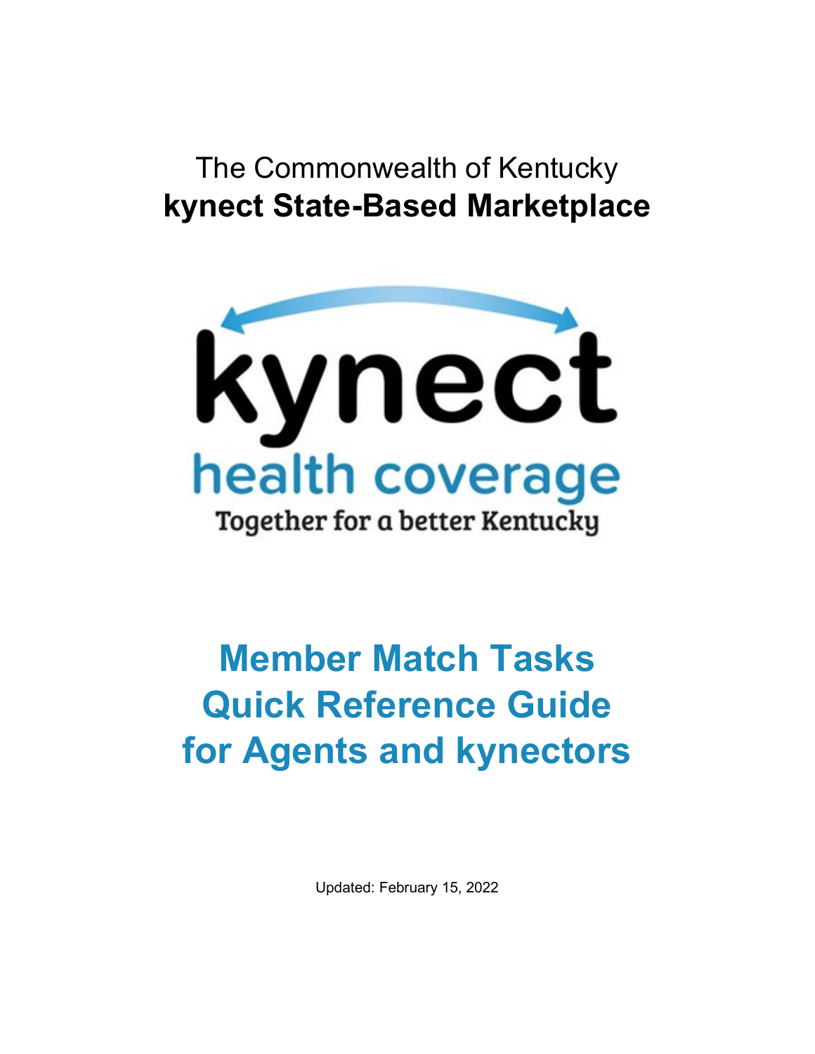The Commonwealth of Kentucky

**kynect State-Based Marketplace**

kynect

health coverage

Together for a better Kentucky

# Member Match Tasks Quick Reference Guide for Agents and kynectors

Updated: February 15, 2022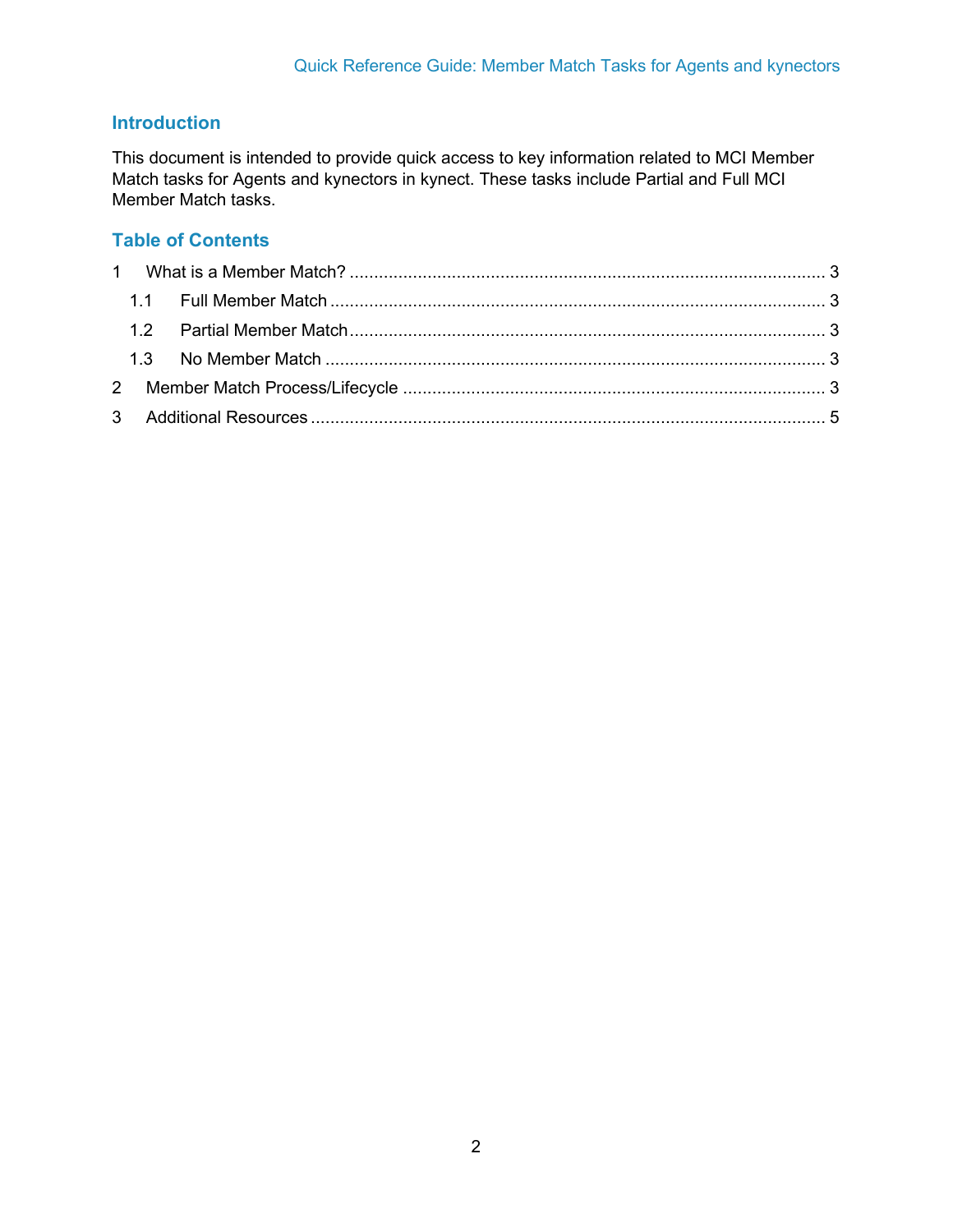## Introduction

This document is intended to provide quick access to key information related to MCI Member Match tasks for Agents and kynectors in kynect. These tasks include Partial and Full MCI Member Match tasks.

## Table of Contents

1 What is a Member Match? ........ 3
  1.1 Full Member Match ........ 3
  1.2 Partial Member Match ........ 3
  1.3 No Member Match ........ 3
2 Member Match Process/Lifecycle ........ 3
3 Additional Resources ........ 5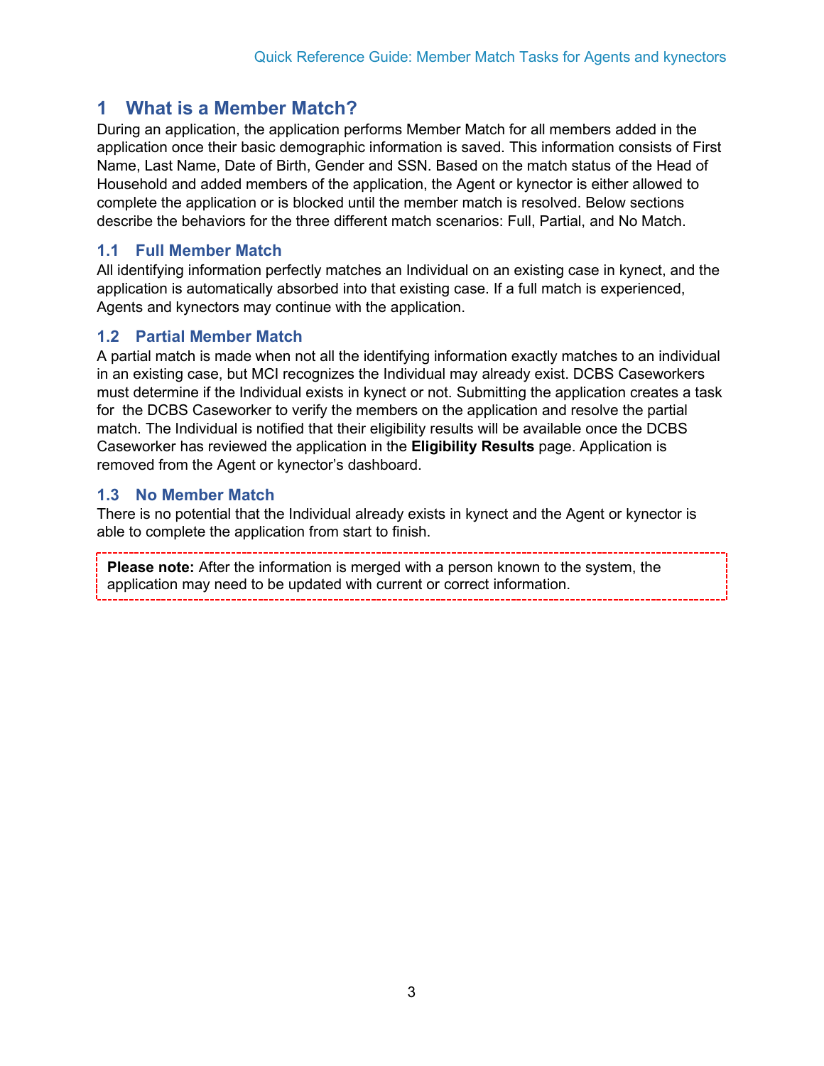# 1 What is a Member Match?

During an application, the application performs Member Match for all members added in the application once their basic demographic information is saved. This information consists of First Name, Last Name, Date of Birth, Gender and SSN. Based on the match status of the Head of Household and added members of the application, the Agent or kynector is either allowed to complete the application or is blocked until the member match is resolved. Below sections describe the behaviors for the three different match scenarios: Full, Partial, and No Match.

## 1.1 Full Member Match

All identifying information perfectly matches an Individual on an existing case in kynect, and the application is automatically absorbed into that existing case. If a full match is experienced, Agents and kynectors may continue with the application.

## 1.2 Partial Member Match

A partial match is made when not all the identifying information exactly matches to an individual in an existing case, but MCI recognizes the Individual may already exist. DCBS Caseworkers must determine if the Individual exists in kynect or not. Submitting the application creates a task for the DCBS Caseworker to verify the members on the application and resolve the partial match. The Individual is notified that their eligibility results will be available once the DCBS Caseworker has reviewed the application in the **Eligibility Results** page. Application is removed from the Agent or kynector's dashboard.

## 1.3 No Member Match

There is no potential that the Individual already exists in kynect and the Agent or kynector is able to complete the application from start to finish.

> **Please note:** After the information is merged with a person known to the system, the application may need to be updated with current or correct information.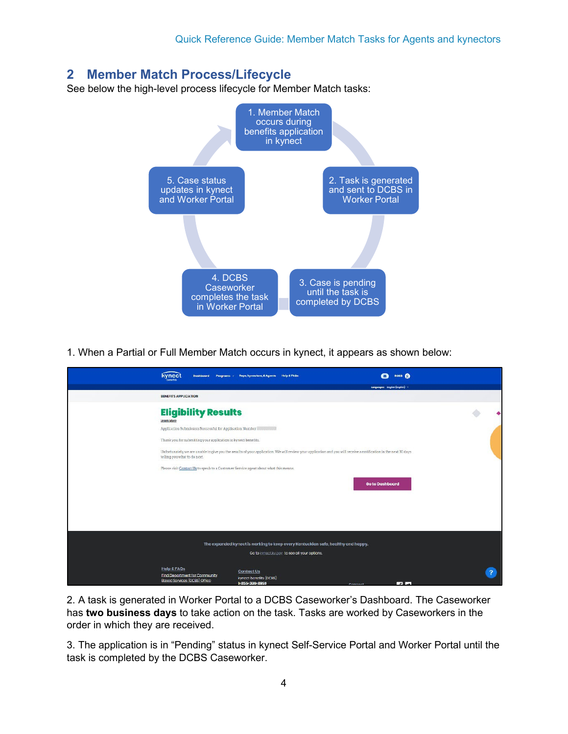## 2 Member Match Process/Lifecycle

See below the high-level process lifecycle for Member Match tasks:

1. Member Match occurs during benefits application in kynect
2. Task is generated and sent to DCBS in Worker Portal
3. Case is pending until the task is completed by DCBS
4. DCBS Caseworker completes the task in Worker Portal
5. Case status updates in kynect and Worker Portal

1. When a Partial or Full Member Match occurs in kynect, it appears as shown below:

2. A task is generated in Worker Portal to a DCBS Caseworker's Dashboard. The Caseworker has **two business days** to take action on the task. Tasks are worked by Caseworkers in the order in which they are received.

3. The application is in "Pending" status in kynect Self-Service Portal and Worker Portal until the task is completed by the DCBS Caseworker.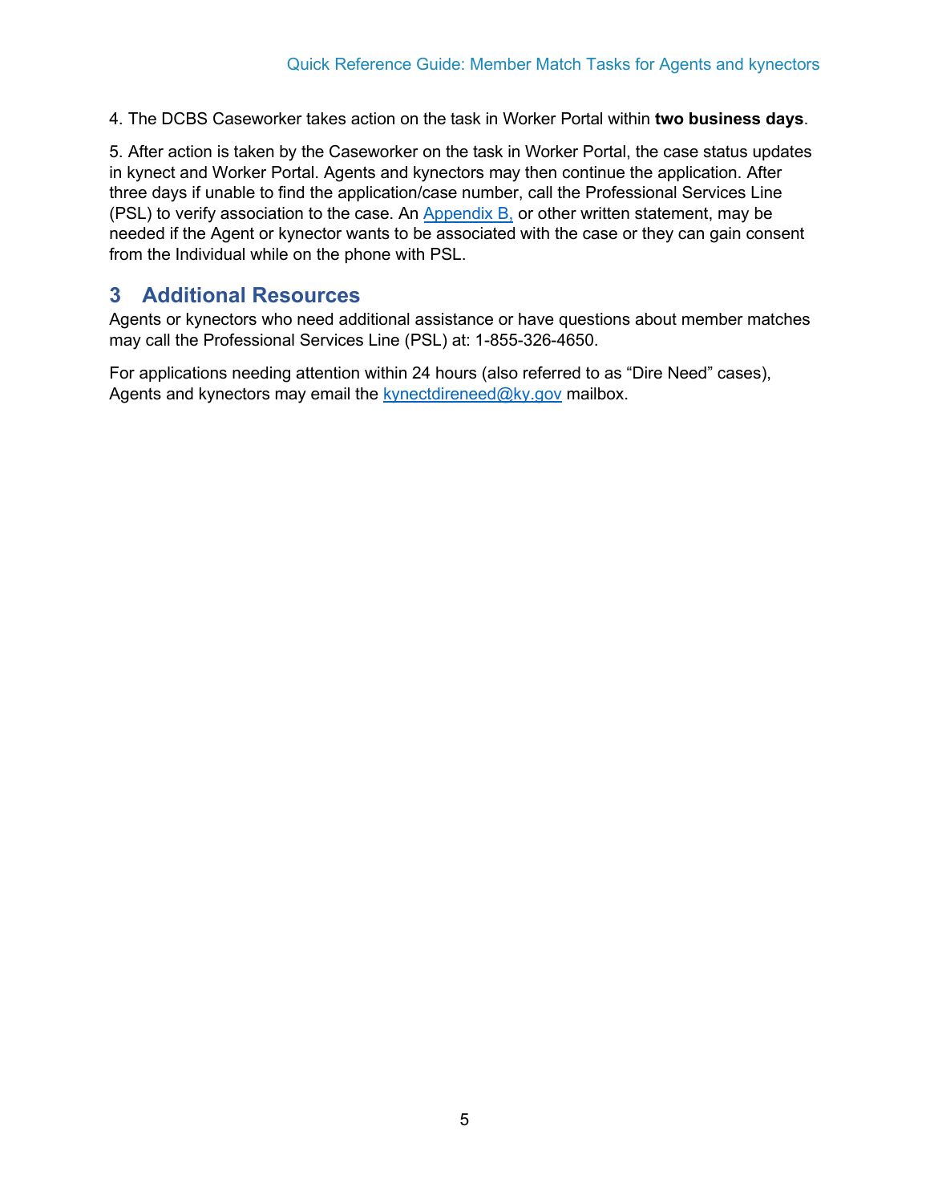4. The DCBS Caseworker takes action on the task in Worker Portal within **two business days**.

5. After action is taken by the Caseworker on the task in Worker Portal, the case status updates in kynect and Worker Portal. Agents and kynectors may then continue the application. After three days if unable to find the application/case number, call the Professional Services Line (PSL) to verify association to the case. An Appendix B, or other written statement, may be needed if the Agent or kynector wants to be associated with the case or they can gain consent from the Individual while on the phone with PSL.

## 3 Additional Resources

Agents or kynectors who need additional assistance or have questions about member matches may call the Professional Services Line (PSL) at: 1-855-326-4650.

For applications needing attention within 24 hours (also referred to as "Dire Need" cases), Agents and kynectors may email the kynectdireneed@ky.gov mailbox.